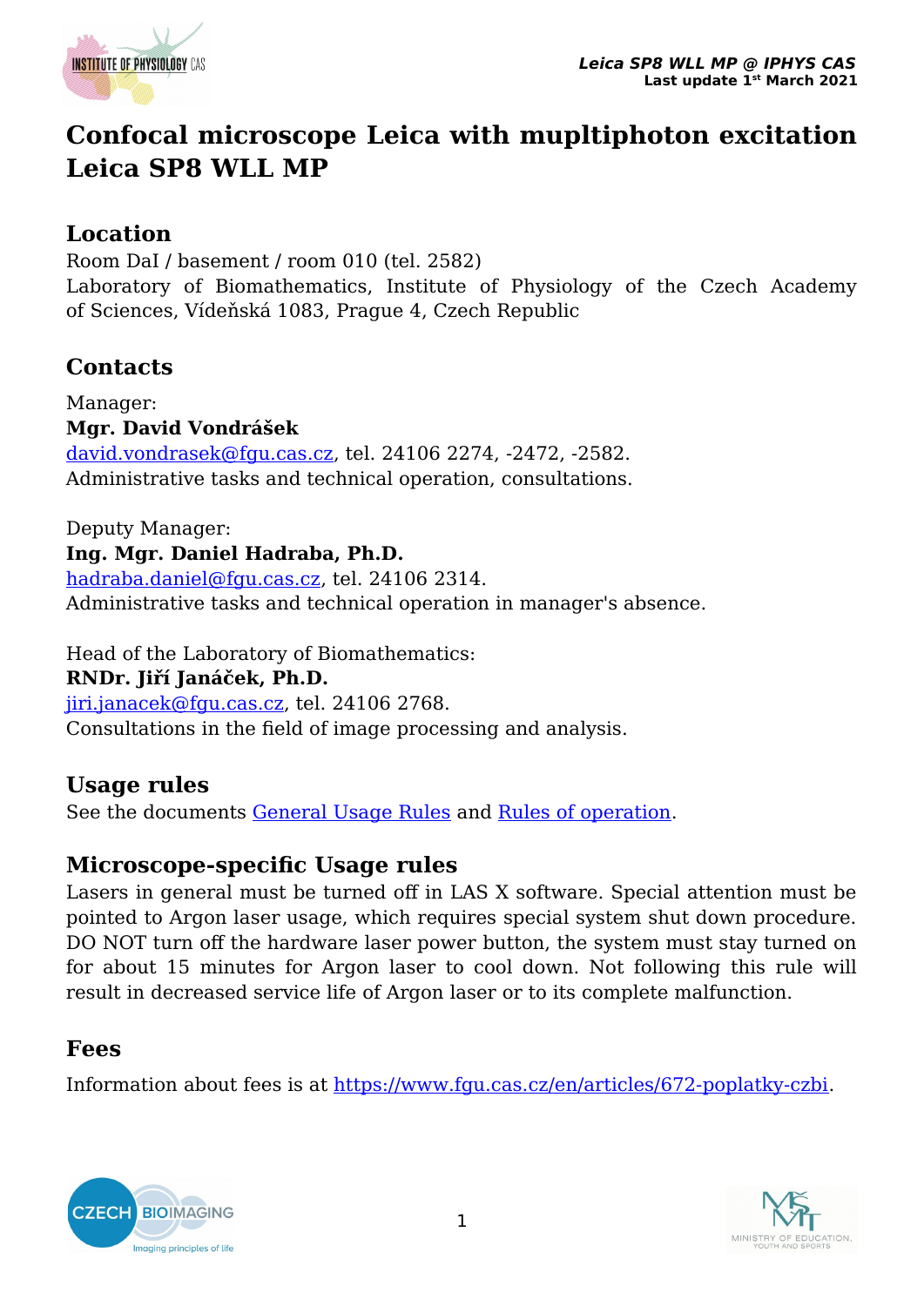# Confocal microscope Leica with mupltiphoton excitation Leica SP8 WLL MP

## Location

Room DaI / basement / room 010 (tel. 2582)
Laboratory of Biomathematics, Institute of Physiology of the Czech Academy of Sciences, Vídeňská 1083, Prague 4, Czech Republic

## Contacts

Manager:
**Mgr. David Vondrášek**
david.vondrasek@fgu.cas.cz, tel. 24106 2274, -2472, -2582.
Administrative tasks and technical operation, consultations.

Deputy Manager:
**Ing. Mgr. Daniel Hadraba, Ph.D.**
hadraba.daniel@fgu.cas.cz, tel. 24106 2314.
Administrative tasks and technical operation in manager's absence.

Head of the Laboratory of Biomathematics:
**RNDr. Jiří Janáček, Ph.D.**
jiri.janacek@fgu.cas.cz, tel. 24106 2768.
Consultations in the field of image processing and analysis.

## Usage rules

See the documents General Usage Rules and Rules of operation.

## Microscope-specific Usage rules

Lasers in general must be turned off in LAS X software. Special attention must be pointed to Argon laser usage, which requires special system shut down procedure. DO NOT turn off the hardware laser power button, the system must stay turned on for about 15 minutes for Argon laser to cool down. Not following this rule will result in decreased service life of Argon laser or to its complete malfunction.

## Fees

Information about fees is at https://www.fgu.cas.cz/en/articles/672-poplatky-czbi.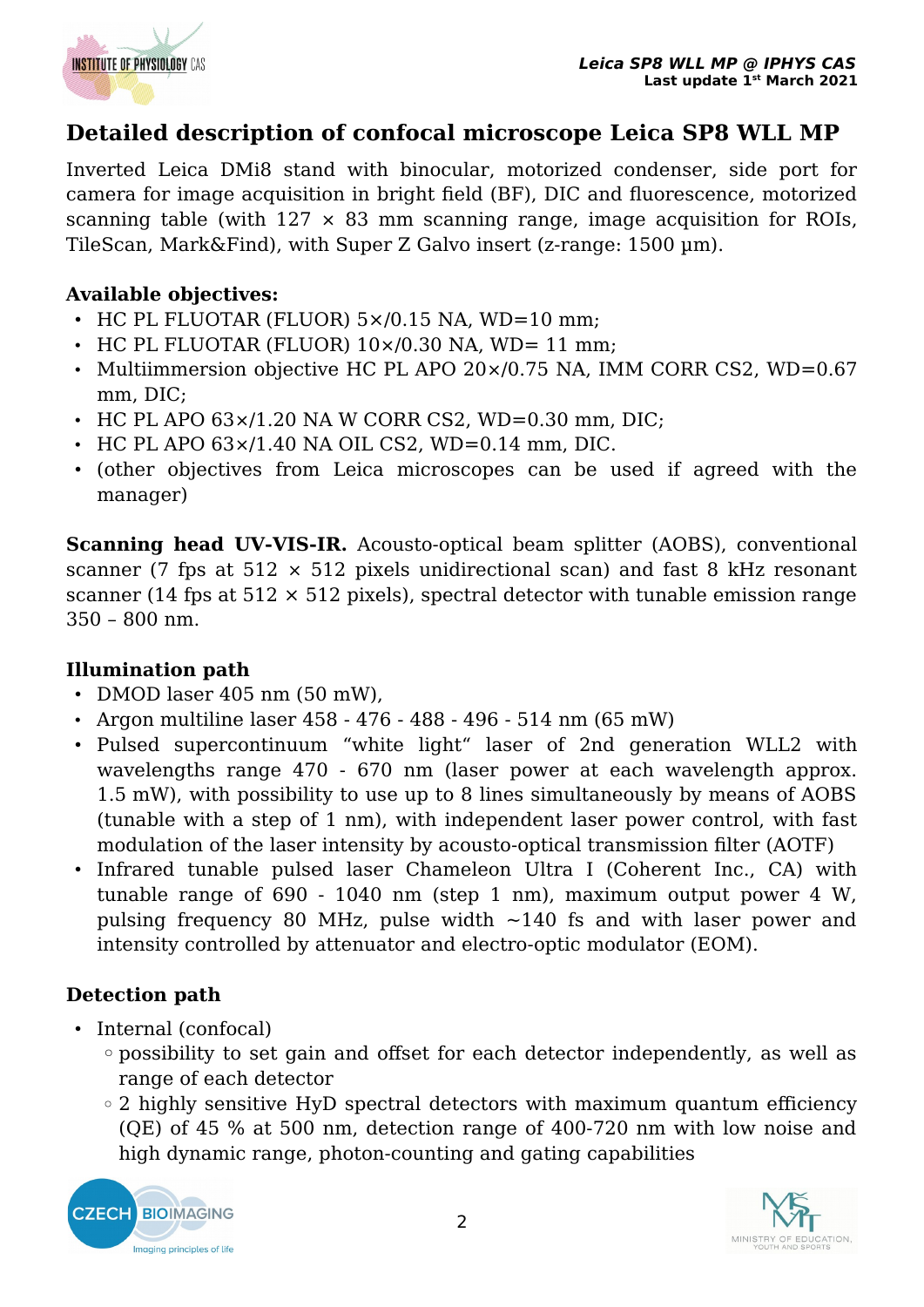## Detailed description of confocal microscope Leica SP8 WLL MP

Inverted Leica DMi8 stand with binocular, motorized condenser, side port for camera for image acquisition in bright field (BF), DIC and fluorescence, motorized scanning table (with 127 × 83 mm scanning range, image acquisition for ROIs, TileScan, Mark&Find), with Super Z Galvo insert (z-range: 1500 µm).

**Available objectives:**

- HC PL FLUOTAR (FLUOR) 5×/0.15 NA, WD=10 mm;
- HC PL FLUOTAR (FLUOR) 10×/0.30 NA, WD= 11 mm;
- Multiimmersion objective HC PL APO 20×/0.75 NA, IMM CORR CS2, WD=0.67 mm, DIC;
- HC PL APO 63×/1.20 NA W CORR CS2, WD=0.30 mm, DIC;
- HC PL APO 63×/1.40 NA OIL CS2, WD=0.14 mm, DIC.
- (other objectives from Leica microscopes can be used if agreed with the manager)

**Scanning head UV-VIS-IR.** Acousto-optical beam splitter (AOBS), conventional scanner (7 fps at 512 × 512 pixels unidirectional scan) and fast 8 kHz resonant scanner (14 fps at 512 × 512 pixels), spectral detector with tunable emission range 350 – 800 nm.

**Illumination path**

- DMOD laser 405 nm (50 mW),
- Argon multiline laser 458 - 476 - 488 - 496 - 514 nm (65 mW)
- Pulsed supercontinuum "white light" laser of 2nd generation WLL2 with wavelengths range 470 - 670 nm (laser power at each wavelength approx. 1.5 mW), with possibility to use up to 8 lines simultaneously by means of AOBS (tunable with a step of 1 nm), with independent laser power control, with fast modulation of the laser intensity by acousto-optical transmission filter (AOTF)
- Infrared tunable pulsed laser Chameleon Ultra I (Coherent Inc., CA) with tunable range of 690 - 1040 nm (step 1 nm), maximum output power 4 W, pulsing frequency 80 MHz, pulse width ~140 fs and with laser power and intensity controlled by attenuator and electro-optic modulator (EOM).

**Detection path**

- Internal (confocal)
  - possibility to set gain and offset for each detector independently, as well as range of each detector
  - 2 highly sensitive HyD spectral detectors with maximum quantum efficiency (QE) of 45 % at 500 nm, detection range of 400-720 nm with low noise and high dynamic range, photon-counting and gating capabilities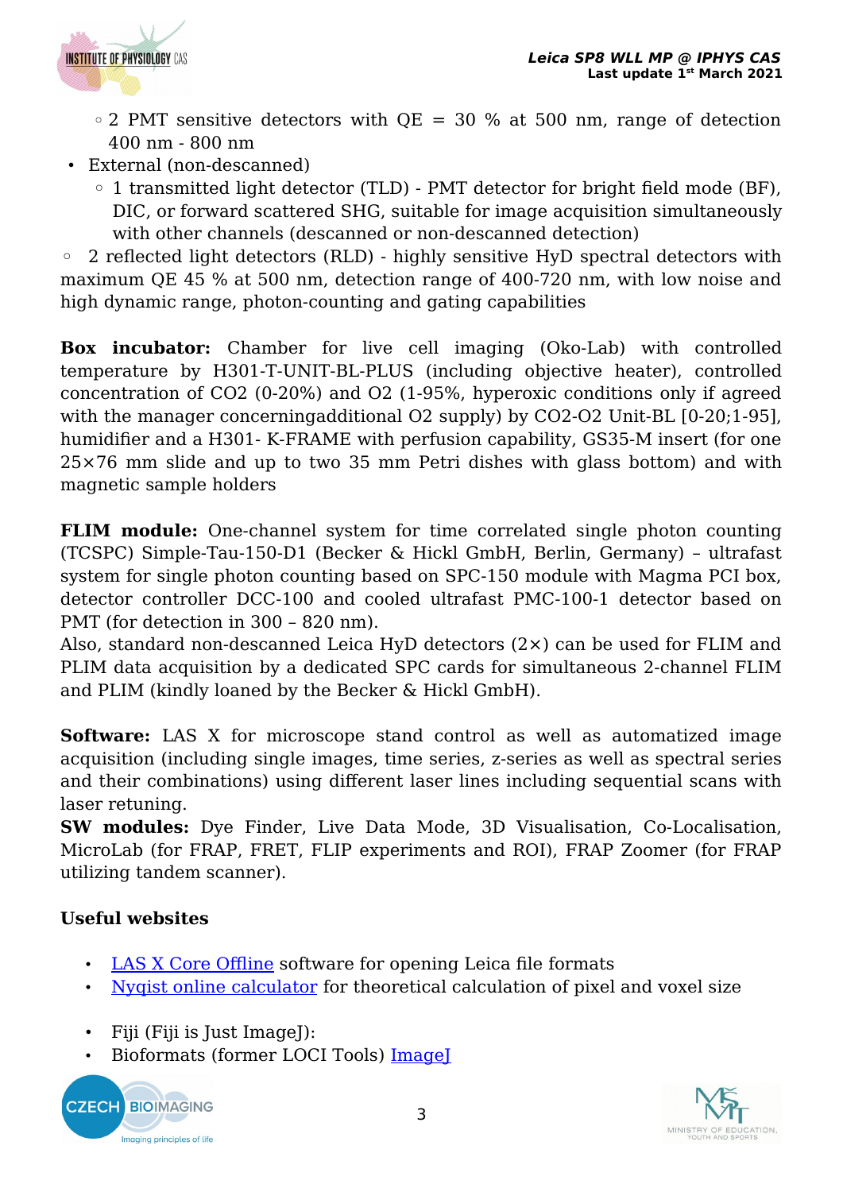- 2 PMT sensitive detectors with QE = 30 % at 500 nm, range of detection 400 nm - 800 nm
- External (non-descanned)
    - 1 transmitted light detector (TLD) - PMT detector for bright field mode (BF), DIC, or forward scattered SHG, suitable for image acquisition simultaneously with other channels (descanned or non-descanned detection)

◦ 2 reflected light detectors (RLD) - highly sensitive HyD spectral detectors with maximum QE 45 % at 500 nm, detection range of 400-720 nm, with low noise and high dynamic range, photon-counting and gating capabilities

**Box incubator:** Chamber for live cell imaging (Oko-Lab) with controlled temperature by H301-T-UNIT-BL-PLUS (including objective heater), controlled concentration of $CO_2$ (0-20%) and $O_2$ (1-95%, hyperoxic conditions only if agreed with the manager concerningadditional $O_2$ supply) by $CO_2$-$O_2$ Unit-BL [0-20;1-95], humidifier and a H301- K-FRAME with perfusion capability, GS35-M insert (for one 25×76 mm slide and up to two 35 mm Petri dishes with glass bottom) and with magnetic sample holders

**FLIM module:** One-channel system for time correlated single photon counting (TCSPC) Simple-Tau-150-D1 (Becker & Hickl GmbH, Berlin, Germany) – ultrafast system for single photon counting based on SPC-150 module with Magma PCI box, detector controller DCC-100 and cooled ultrafast PMC-100-1 detector based on PMT (for detection in 300 – 820 nm).
Also, standard non-descanned Leica HyD detectors (2×) can be used for FLIM and PLIM data acquisition by a dedicated SPC cards for simultaneous 2-channel FLIM and PLIM (kindly loaned by the Becker & Hickl GmbH).

**Software:** LAS X for microscope stand control as well as automatized image acquisition (including single images, time series, z-series as well as spectral series and their combinations) using different laser lines including sequential scans with laser retuning.
**SW modules:** Dye Finder, Live Data Mode, 3D Visualisation, Co-Localisation, MicroLab (for FRAP, FRET, FLIP experiments and ROI), FRAP Zoomer (for FRAP utilizing tandem scanner).

**Useful websites**

- LAS X Core Offline software for opening Leica file formats
- Nyqist online calculator for theoretical calculation of pixel and voxel size

- Fiji (Fiji is Just ImageJ):
- Bioformats (former LOCI Tools) ImageJ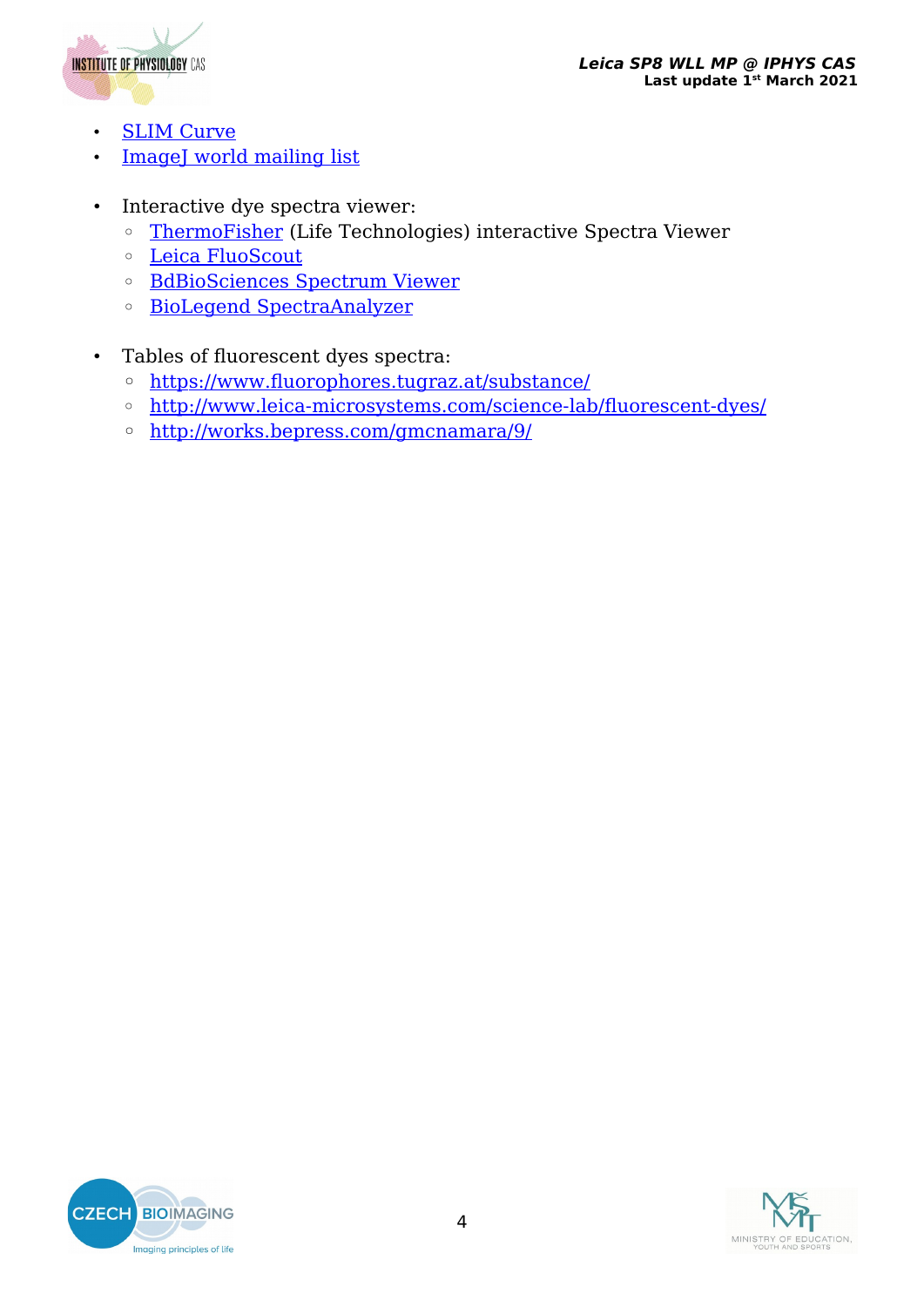- SLIM Curve
- ImageJ world mailing list

- Interactive dye spectra viewer:
  - ThermoFisher (Life Technologies) interactive Spectra Viewer
  - Leica FluoScout
  - BdBioSciences Spectrum Viewer
  - BioLegend SpectraAnalyzer

- Tables of fluorescent dyes spectra:
  - https://www.fluorophores.tugraz.at/substance/
  - http://www.leica-microsystems.com/science-lab/fluorescent-dyes/
  - http://works.bepress.com/gmcnamara/9/